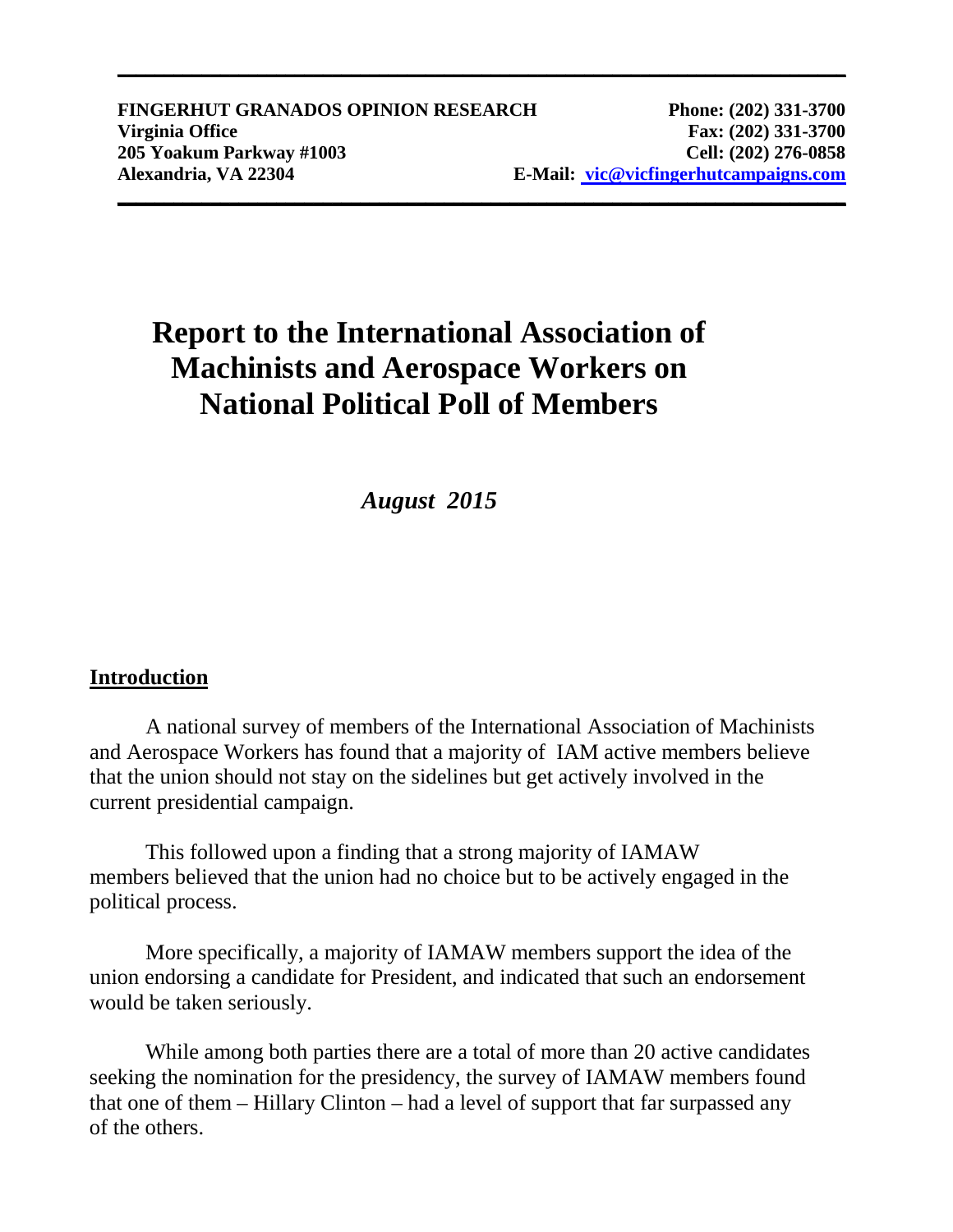**FINGERHUT GRANADOS OPINION RESEARCH**
**Virginia Office**
**205 Yoakum Parkway #1003**
**Alexandria, VA 22304**

**Phone: (202) 331-3700**
**Fax: (202) 331-3700**
**Cell: (202) 276-0858**
**E-Mail: vic@vicfingerhutcampaigns.com**

# Report to the International Association of Machinists and Aerospace Workers on National Political Poll of Members

***August 2015***

## Introduction

A national survey of members of the International Association of Machinists and Aerospace Workers has found that a majority of IAM active members believe that the union should not stay on the sidelines but get actively involved in the current presidential campaign.

This followed upon a finding that a strong majority of IAMAW members believed that the union had no choice but to be actively engaged in the political process.

More specifically, a majority of IAMAW members support the idea of the union endorsing a candidate for President, and indicated that such an endorsement would be taken seriously.

While among both parties there are a total of more than 20 active candidates seeking the nomination for the presidency, the survey of IAMAW members found that one of them – Hillary Clinton – had a level of support that far surpassed any of the others.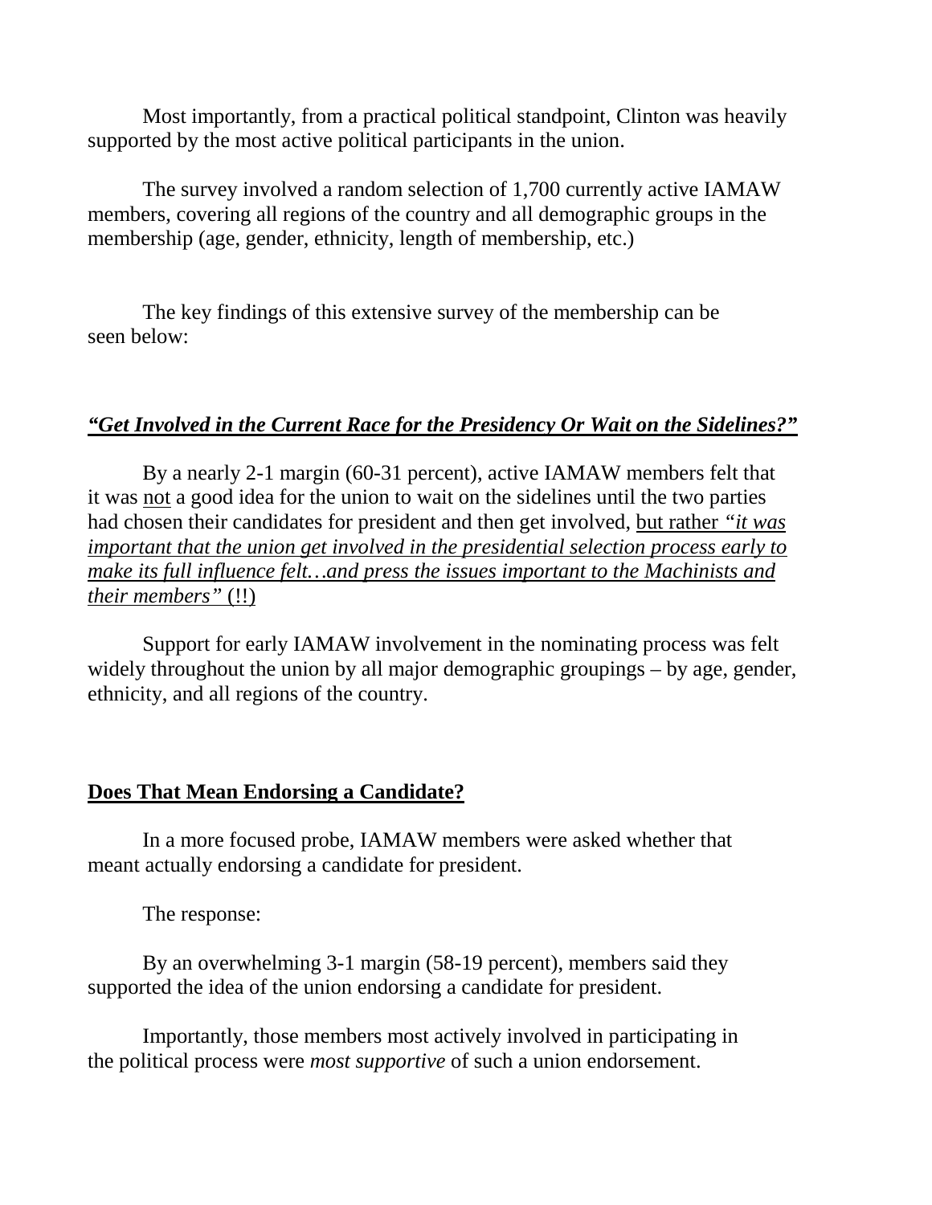Most importantly, from a practical political standpoint, Clinton was heavily supported by the most active political participants in the union.

The survey involved a random selection of 1,700 currently active IAMAW members, covering all regions of the country and all demographic groups in the membership (age, gender, ethnicity, length of membership, etc.)

The key findings of this extensive survey of the membership can be seen below:

## ***<u>"Get Involved in the Current Race for the Presidency Or Wait on the Sidelines?"</u>***

By a nearly 2-1 margin (60-31 percent), active IAMAW members felt that it was <u>not</u> a good idea for the union to wait on the sidelines until the two parties had chosen their candidates for president and then get involved, <u>but rather *"it was important that the union get involved in the presidential selection process early to make its full influence felt…and press the issues important to the Machinists and their members"* (!!)</u>

Support for early IAMAW involvement in the nominating process was felt widely throughout the union by all major demographic groupings – by age, gender, ethnicity, and all regions of the country.

## **<u>Does That Mean Endorsing a Candidate?</u>**

In a more focused probe, IAMAW members were asked whether that meant actually endorsing a candidate for president.

The response:

By an overwhelming 3-1 margin (58-19 percent), members said they supported the idea of the union endorsing a candidate for president.

Importantly, those members most actively involved in participating in the political process were *most supportive* of such a union endorsement.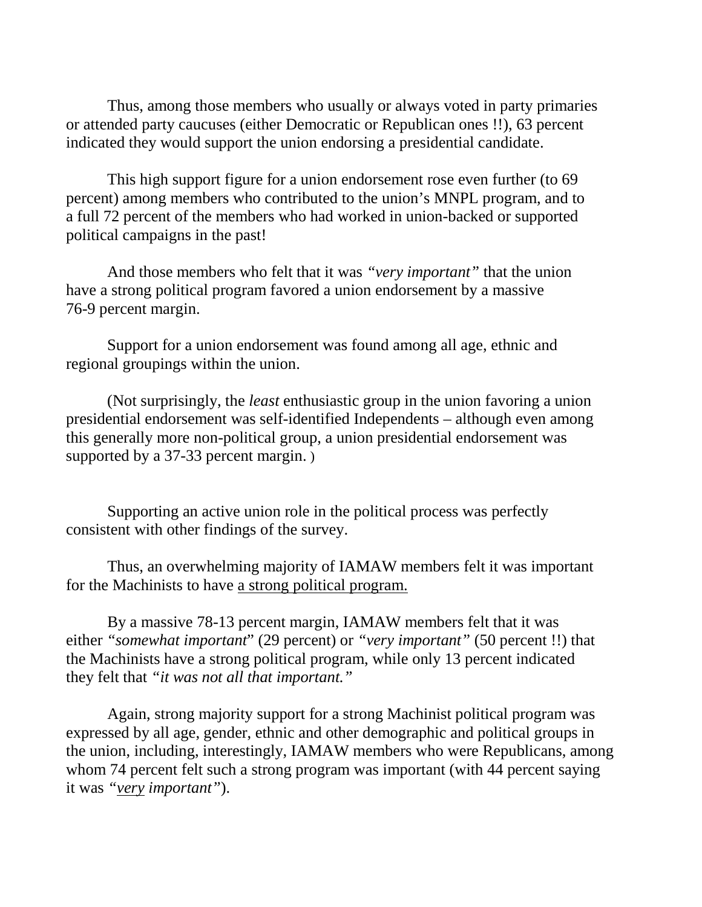Thus, among those members who usually or always voted in party primaries or attended party caucuses (either Democratic or Republican ones !!), 63 percent indicated they would support the union endorsing a presidential candidate.

This high support figure for a union endorsement rose even further (to 69 percent) among members who contributed to the union's MNPL program, and to a full 72 percent of the members who had worked in union-backed or supported political campaigns in the past!

And those members who felt that it was *"very important"* that the union have a strong political program favored a union endorsement by a massive 76-9 percent margin.

Support for a union endorsement was found among all age, ethnic and regional groupings within the union.

(Not surprisingly, the *least* enthusiastic group in the union favoring a union presidential endorsement was self-identified Independents – although even among this generally more non-political group, a union presidential endorsement was supported by a 37-33 percent margin. )

Supporting an active union role in the political process was perfectly consistent with other findings of the survey.

Thus, an overwhelming majority of IAMAW members felt it was important for the Machinists to have <u>a strong political program.</u>

By a massive 78-13 percent margin, IAMAW members felt that it was either *"somewhat important*" (29 percent) or *"very important"* (50 percent !!) that the Machinists have a strong political program, while only 13 percent indicated they felt that *"it was not all that important."*

Again, strong majority support for a strong Machinist political program was expressed by all age, gender, ethnic and other demographic and political groups in the union, including, interestingly, IAMAW members who were Republicans, among whom 74 percent felt such a strong program was important (with 44 percent saying it was *"<u>very</u> important"*).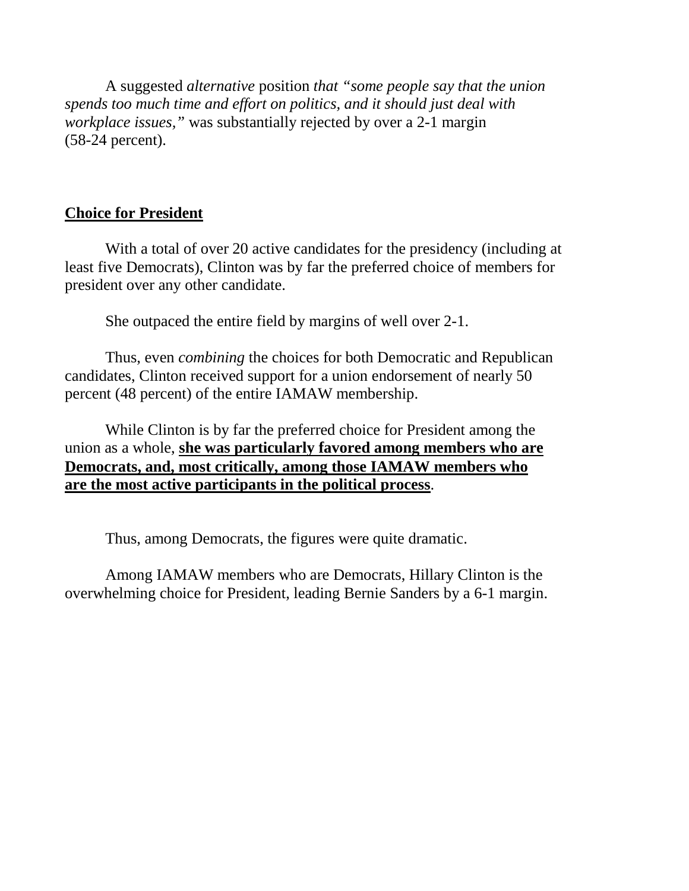A suggested *alternative* position *that "some people say that the union spends too much time and effort on politics, and it should just deal with workplace issues,"* was substantially rejected by over a 2-1 margin (58-24 percent).

## Choice for President

With a total of over 20 active candidates for the presidency (including at least five Democrats), Clinton was by far the preferred choice of members for president over any other candidate.

She outpaced the entire field by margins of well over 2-1.

Thus, even *combining* the choices for both Democratic and Republican candidates, Clinton received support for a union endorsement of nearly 50 percent (48 percent) of the entire IAMAW membership.

While Clinton is by far the preferred choice for President among the union as a whole, **she was particularly favored among members who are Democrats, and, most critically, among those IAMAW members who are the most active participants in the political process**.

Thus, among Democrats, the figures were quite dramatic.

Among IAMAW members who are Democrats, Hillary Clinton is the overwhelming choice for President, leading Bernie Sanders by a 6-1 margin.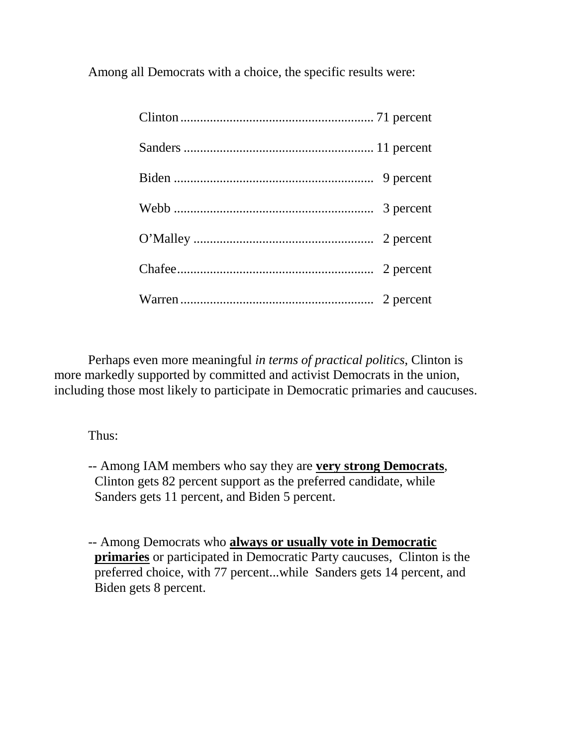Among all Democrats with a choice, the specific results were:

| Candidate | Percent |
|---|---|
| Clinton | 71 percent |
| Sanders | 11 percent |
| Biden | 9 percent |
| Webb | 3 percent |
| O'Malley | 2 percent |
| Chafee | 2 percent |
| Warren | 2 percent |

Perhaps even more meaningful *in terms of practical politics*, Clinton is more markedly supported by committed and activist Democrats in the union, including those most likely to participate in Democratic primaries and caucuses.

Thus:

-- Among IAM members who say they are **very strong Democrats**, Clinton gets 82 percent support as the preferred candidate, while Sanders gets 11 percent, and Biden 5 percent.

-- Among Democrats who **always or usually vote in Democratic primaries** or participated in Democratic Party caucuses, Clinton is the preferred choice, with 77 percent...while Sanders gets 14 percent, and Biden gets 8 percent.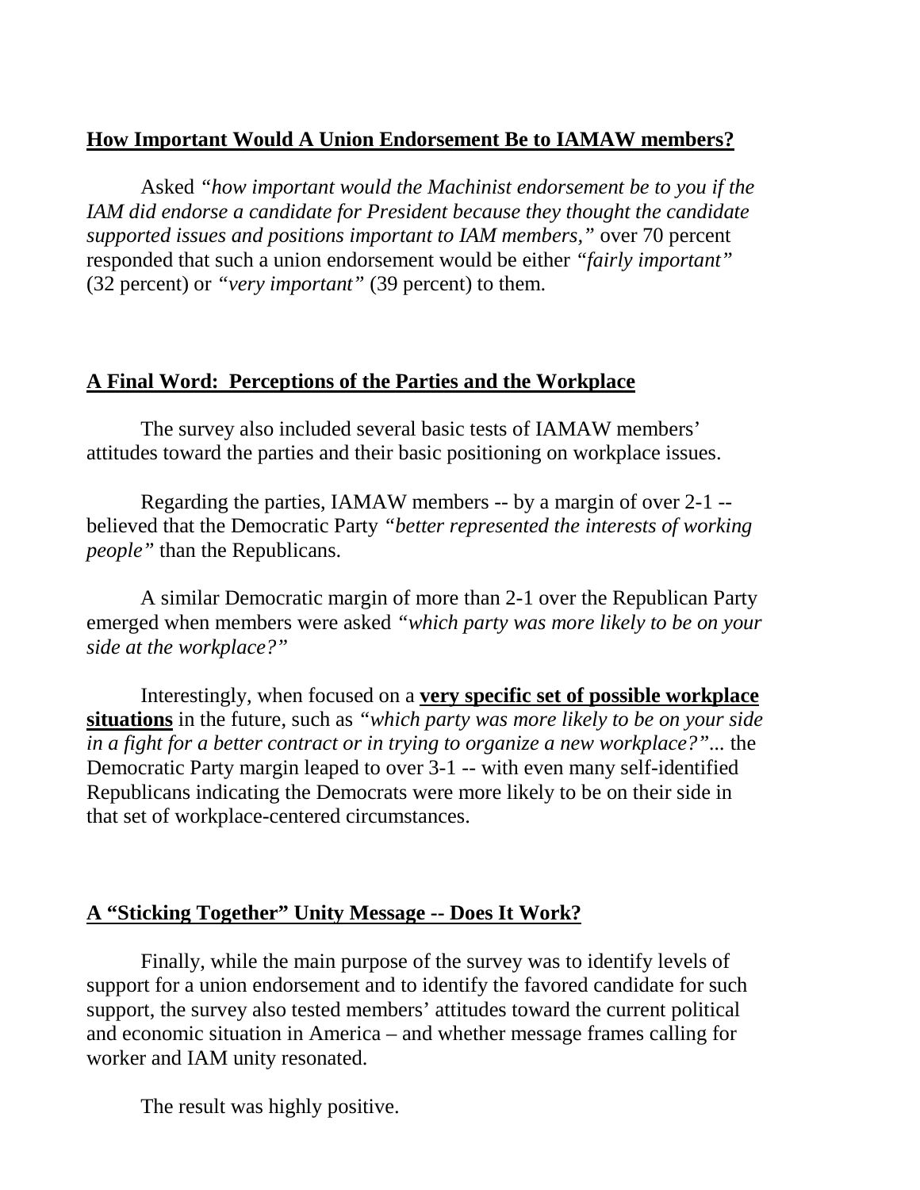## How Important Would A Union Endorsement Be to IAMAW members?

Asked *"how important would the Machinist endorsement be to you if the IAM did endorse a candidate for President because they thought the candidate supported issues and positions important to IAM members,"* over 70 percent responded that such a union endorsement would be either *"fairly important"* (32 percent) or *"very important"* (39 percent) to them.

## A Final Word: Perceptions of the Parties and the Workplace

The survey also included several basic tests of IAMAW members' attitudes toward the parties and their basic positioning on workplace issues.

Regarding the parties, IAMAW members -- by a margin of over 2-1 -- believed that the Democratic Party *"better represented the interests of working people"* than the Republicans.

A similar Democratic margin of more than 2-1 over the Republican Party emerged when members were asked *"which party was more likely to be on your side at the workplace?"*

Interestingly, when focused on a **very specific set of possible workplace situations** in the future, such as *"which party was more likely to be on your side in a fight for a better contract or in trying to organize a new workplace?"*... the Democratic Party margin leaped to over 3-1 -- with even many self-identified Republicans indicating the Democrats were more likely to be on their side in that set of workplace-centered circumstances.

## A "Sticking Together" Unity Message -- Does It Work?

Finally, while the main purpose of the survey was to identify levels of support for a union endorsement and to identify the favored candidate for such support, the survey also tested members' attitudes toward the current political and economic situation in America – and whether message frames calling for worker and IAM unity resonated.

The result was highly positive.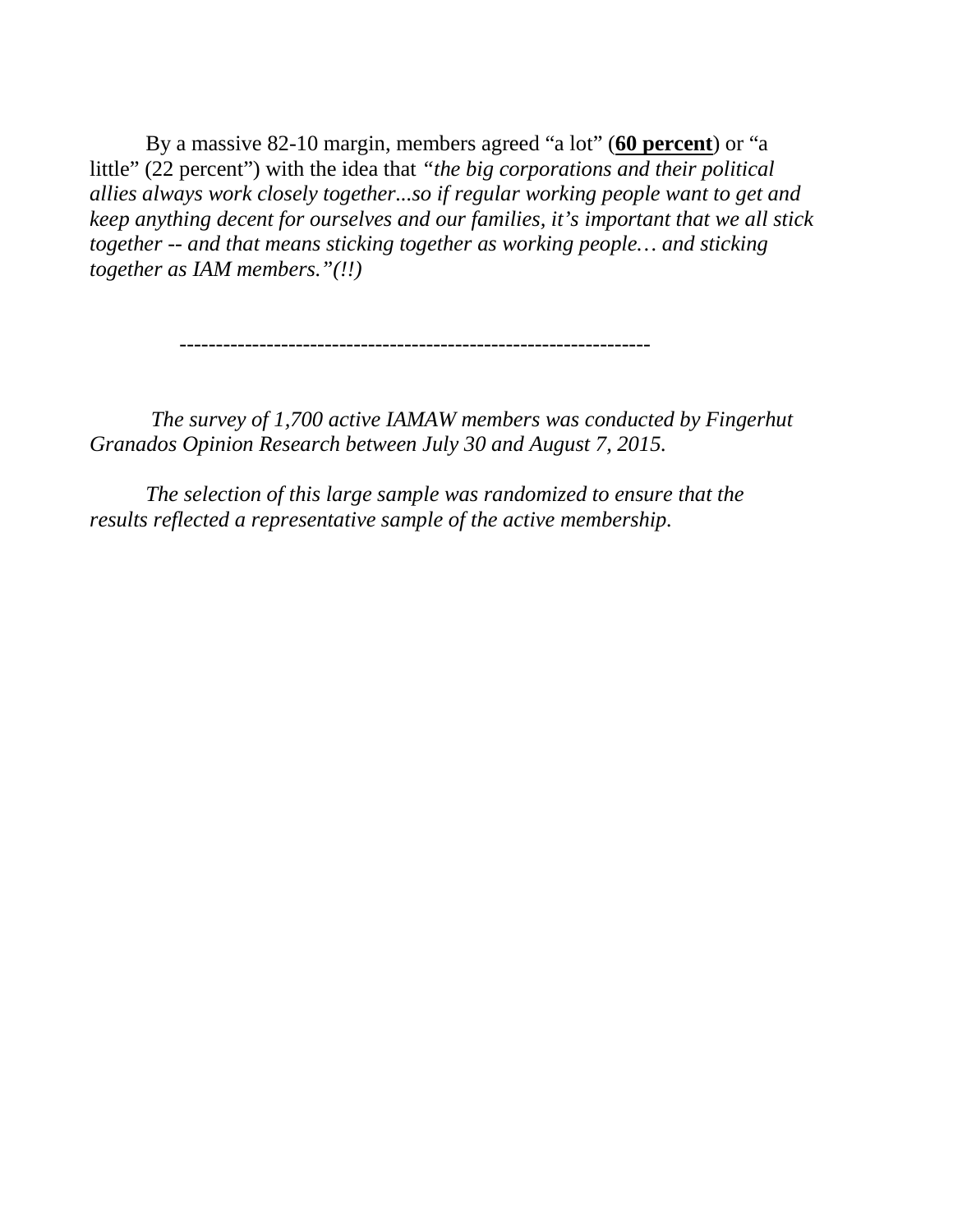By a massive 82-10 margin, members agreed "a lot" (**<u>60 percent</u>**) or "a little" (22 percent") with the idea that *"the big corporations and their political allies always work closely together...so if regular working people want to get and keep anything decent for ourselves and our families, it's important that we all stick together -- and that means sticking together as working people… and sticking together as IAM members."(!!)*

---------------------------------------------------------------

*The survey of 1,700 active IAMAW members was conducted by Fingerhut Granados Opinion Research between July 30 and August 7, 2015.*

*The selection of this large sample was randomized to ensure that the results reflected a representative sample of the active membership.*